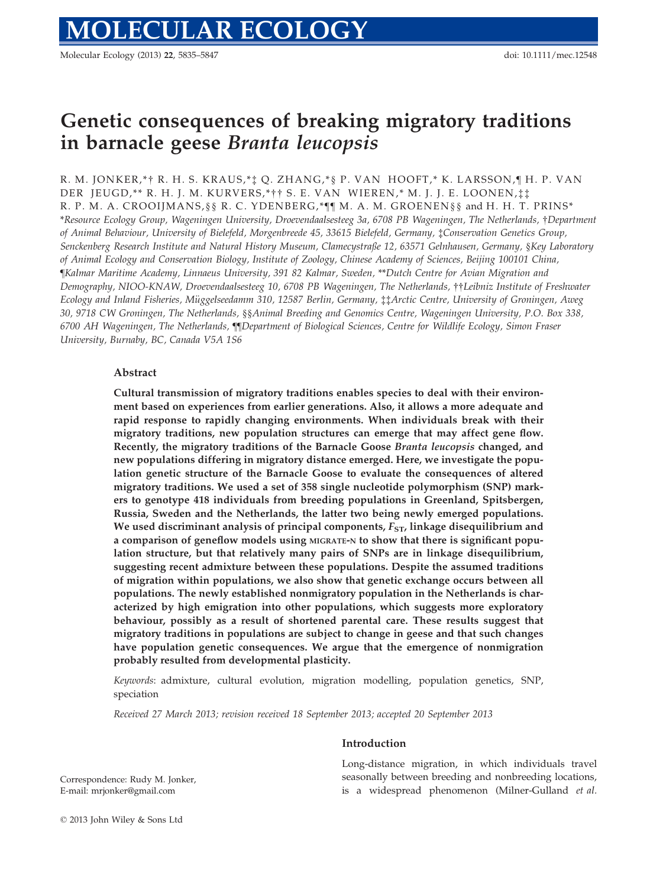# Genetic consequences of breaking migratory traditions in barnacle geese *Branta leucopsis*

R. M. JONKER,*† R. H. S. KRAUS,*‡ Q. ZHANG,*§ P. VAN HOOFT,* K. LARSSON,¶ H. P. VAN DER JEUGD,** R. H. J. M. KURVERS,*†† S. E. VAN WIEREN,* M. J. J. E. LOONEN,‡‡ R. P. M. A. CROOIJMANS,§§ R. C. YDENBERG,*¶¶ M. A. M. GROENEN§§ and H. H. T. PRINS*

*Resource Ecology Group, Wageningen University, Droevendaalsesteeg 3a, 6708 PB Wageningen, The Netherlands, †Department of Animal Behaviour, University of Bielefeld, Morgenbreede 45, 33615 Bielefeld, Germany, ‡Conservation Genetics Group, Senckenberg Research Institute and Natural History Museum, Clamecystraße 12, 63571 Gelnhausen, Germany, §Key Laboratory of Animal Ecology and Conservation Biology, Institute of Zoology, Chinese Academy of Sciences, Beijing 100101 China, ¶Kalmar Maritime Academy, Linnaeus University, 391 82 Kalmar, Sweden, **Dutch Centre for Avian Migration and Demography, NIOO-KNAW, Droevendaalsesteeg 10, 6708 PB Wageningen, The Netherlands, ††Leibniz Institute of Freshwater Ecology and Inland Fisheries, Müggelseedamm 310, 12587 Berlin, Germany, ‡‡Arctic Centre, University of Groningen, Aweg 30, 9718 CW Groningen, The Netherlands, §§Animal Breeding and Genomics Centre, Wageningen University, P.O. Box 338, 6700 AH Wageningen, The Netherlands, ¶¶Department of Biological Sciences, Centre for Wildlife Ecology, Simon Fraser University, Burnaby, BC, Canada V5A 1S6

## Abstract

**Cultural transmission of migratory traditions enables species to deal with their environment based on experiences from earlier generations. Also, it allows a more adequate and rapid response to rapidly changing environments. When individuals break with their migratory traditions, new population structures can emerge that may affect gene flow. Recently, the migratory traditions of the Barnacle Goose *Branta leucopsis* changed, and new populations differing in migratory distance emerged. Here, we investigate the population genetic structure of the Barnacle Goose to evaluate the consequences of altered migratory traditions. We used a set of 358 single nucleotide polymorphism (SNP) markers to genotype 418 individuals from breeding populations in Greenland, Spitsbergen, Russia, Sweden and the Netherlands, the latter two being newly emerged populations. We used discriminant analysis of principal components, $F_{ST}$, linkage disequilibrium and a comparison of geneflow models using MIGRATE-N to show that there is significant population structure, but that relatively many pairs of SNPs are in linkage disequilibrium, suggesting recent admixture between these populations. Despite the assumed traditions of migration within populations, we also show that genetic exchange occurs between all populations. The newly established nonmigratory population in the Netherlands is characterized by high emigration into other populations, which suggests more exploratory behaviour, possibly as a result of shortened parental care. These results suggest that migratory traditions in populations are subject to change in geese and that such changes have population genetic consequences. We argue that the emergence of nonmigration probably resulted from developmental plasticity.**

*Keywords*: admixture, cultural evolution, migration modelling, population genetics, SNP, speciation

*Received 27 March 2013; revision received 18 September 2013; accepted 20 September 2013*

## Introduction

Long-distance migration, in which individuals travel seasonally between breeding and nonbreeding locations, is a widespread phenomenon (Milner-Gulland *et al.*

Correspondence: Rudy M. Jonker,
E-mail: mrjonker@gmail.com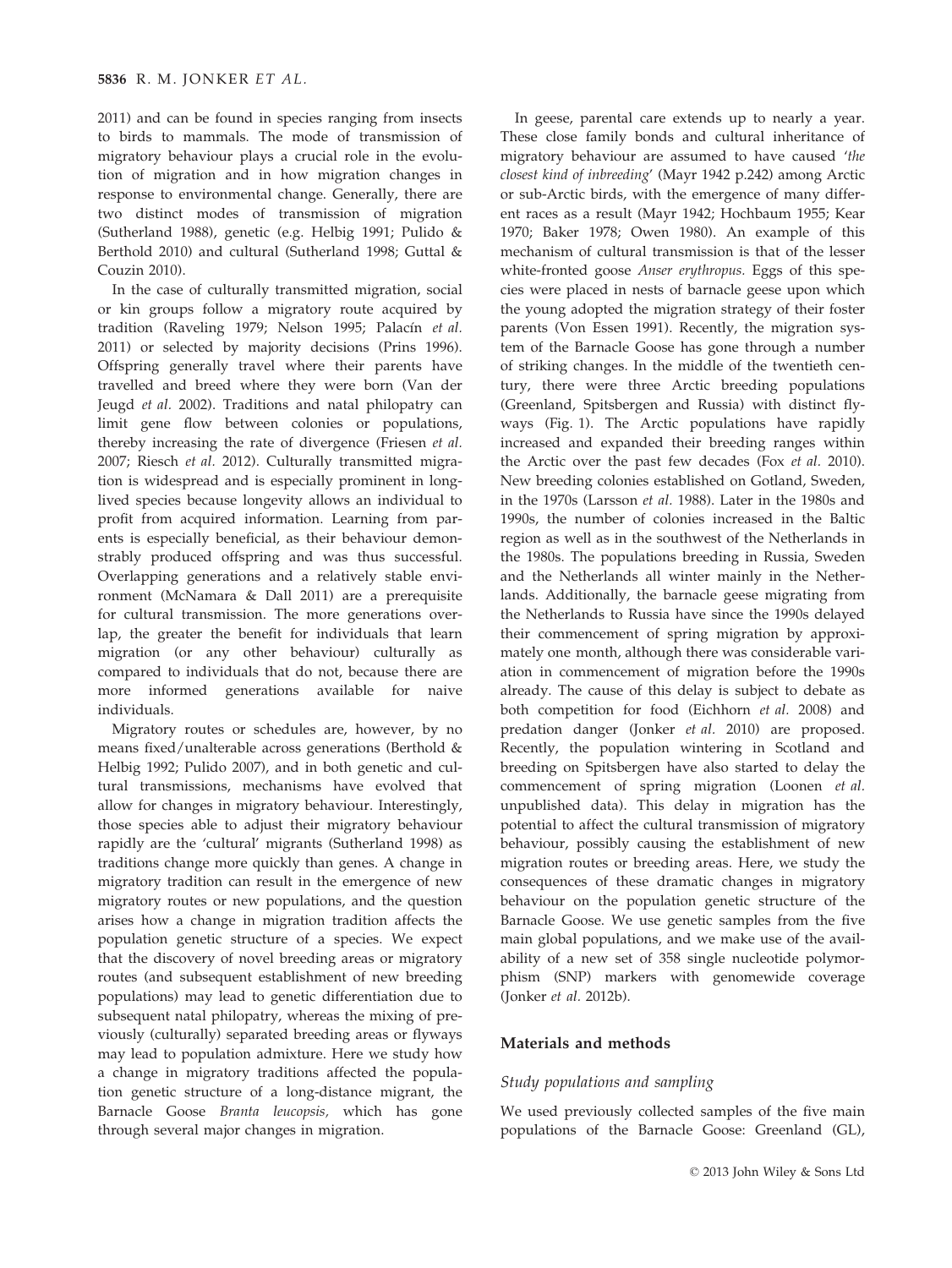2011) and can be found in species ranging from insects to birds to mammals. The mode of transmission of migratory behaviour plays a crucial role in the evolution of migration and in how migration changes in response to environmental change. Generally, there are two distinct modes of transmission of migration (Sutherland 1988), genetic (e.g. Helbig 1991; Pulido & Berthold 2010) and cultural (Sutherland 1998; Guttal & Couzin 2010).

In the case of culturally transmitted migration, social or kin groups follow a migratory route acquired by tradition (Raveling 1979; Nelson 1995; Palacín *et al.* 2011) or selected by majority decisions (Prins 1996). Offspring generally travel where their parents have travelled and breed where they were born (Van der Jeugd *et al.* 2002). Traditions and natal philopatry can limit gene flow between colonies or populations, thereby increasing the rate of divergence (Friesen *et al.* 2007; Riesch *et al.* 2012). Culturally transmitted migration is widespread and is especially prominent in long-lived species because longevity allows an individual to profit from acquired information. Learning from parents is especially beneficial, as their behaviour demonstrably produced offspring and was thus successful. Overlapping generations and a relatively stable environment (McNamara & Dall 2011) are a prerequisite for cultural transmission. The more generations overlap, the greater the benefit for individuals that learn migration (or any other behaviour) culturally as compared to individuals that do not, because there are more informed generations available for naive individuals.

Migratory routes or schedules are, however, by no means fixed/unalterable across generations (Berthold & Helbig 1992; Pulido 2007), and in both genetic and cultural transmissions, mechanisms have evolved that allow for changes in migratory behaviour. Interestingly, those species able to adjust their migratory behaviour rapidly are the 'cultural' migrants (Sutherland 1998) as traditions change more quickly than genes. A change in migratory tradition can result in the emergence of new migratory routes or new populations, and the question arises how a change in migration tradition affects the population genetic structure of a species. We expect that the discovery of novel breeding areas or migratory routes (and subsequent establishment of new breeding populations) may lead to genetic differentiation due to subsequent natal philopatry, whereas the mixing of previously (culturally) separated breeding areas or flyways may lead to population admixture. Here we study how a change in migratory traditions affected the population genetic structure of a long-distance migrant, the Barnacle Goose *Branta leucopsis,* which has gone through several major changes in migration.

In geese, parental care extends up to nearly a year. These close family bonds and cultural inheritance of migratory behaviour are assumed to have caused *'the closest kind of inbreeding'* (Mayr 1942 p.242) among Arctic or sub-Arctic birds, with the emergence of many different races as a result (Mayr 1942; Hochbaum 1955; Kear 1970; Baker 1978; Owen 1980). An example of this mechanism of cultural transmission is that of the lesser white-fronted goose *Anser erythropus.* Eggs of this species were placed in nests of barnacle geese upon which the young adopted the migration strategy of their foster parents (Von Essen 1991). Recently, the migration system of the Barnacle Goose has gone through a number of striking changes. In the middle of the twentieth century, there were three Arctic breeding populations (Greenland, Spitsbergen and Russia) with distinct flyways (Fig. 1). The Arctic populations have rapidly increased and expanded their breeding ranges within the Arctic over the past few decades (Fox *et al.* 2010). New breeding colonies established on Gotland, Sweden, in the 1970s (Larsson *et al.* 1988). Later in the 1980s and 1990s, the number of colonies increased in the Baltic region as well as in the southwest of the Netherlands in the 1980s. The populations breeding in Russia, Sweden and the Netherlands all winter mainly in the Netherlands. Additionally, the barnacle geese migrating from the Netherlands to Russia have since the 1990s delayed their commencement of spring migration by approximately one month, although there was considerable variation in commencement of migration before the 1990s already. The cause of this delay is subject to debate as both competition for food (Eichhorn *et al.* 2008) and predation danger (Jonker *et al.* 2010) are proposed. Recently, the population wintering in Scotland and breeding on Spitsbergen have also started to delay the commencement of spring migration (Loonen *et al.* unpublished data). This delay in migration has the potential to affect the cultural transmission of migratory behaviour, possibly causing the establishment of new migration routes or breeding areas. Here, we study the consequences of these dramatic changes in migratory behaviour on the population genetic structure of the Barnacle Goose. We use genetic samples from the five main global populations, and we make use of the availability of a new set of 358 single nucleotide polymorphism (SNP) markers with genomewide coverage (Jonker *et al.* 2012b).

## Materials and methods

### Study populations and sampling

We used previously collected samples of the five main populations of the Barnacle Goose: Greenland (GL),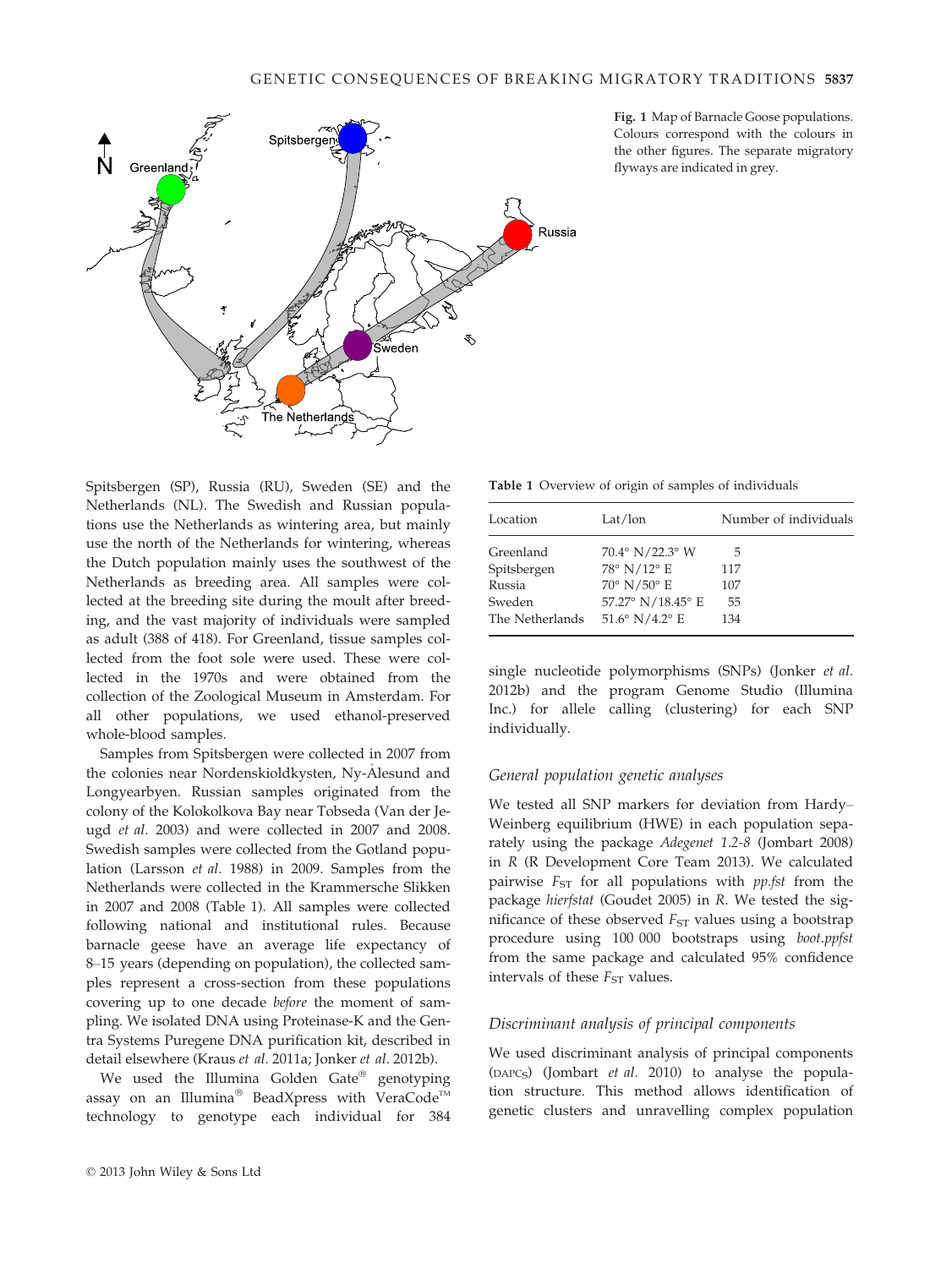Fig. 1 Map of Barnacle Goose populations. Colours correspond with the colours in the other figures. The separate migratory flyways are indicated in grey.

Spitsbergen (SP), Russia (RU), Sweden (SE) and the Netherlands (NL). The Swedish and Russian populations use the Netherlands as wintering area, but mainly use the north of the Netherlands for wintering, whereas the Dutch population mainly uses the southwest of the Netherlands as breeding area. All samples were collected at the breeding site during the moult after breeding, and the vast majority of individuals were sampled as adult (388 of 418). For Greenland, tissue samples collected from the foot sole were used. These were collected in the 1970s and were obtained from the collection of the Zoological Museum in Amsterdam. For all other populations, we used ethanol-preserved whole-blood samples.

Samples from Spitsbergen were collected in 2007 from the colonies near Nordenskioldkysten, Ny-Ålesund and Longyearbyen. Russian samples originated from the colony of the Kolokolkova Bay near Tobseda (Van der Jeugd *et al.* 2003) and were collected in 2007 and 2008. Swedish samples were collected from the Gotland population (Larsson *et al.* 1988) in 2009. Samples from the Netherlands were collected in the Krammersche Slikken in 2007 and 2008 (Table 1). All samples were collected following national and institutional rules. Because barnacle geese have an average life expectancy of 8–15 years (depending on population), the collected samples represent a cross-section from these populations covering up to one decade *before* the moment of sampling. We isolated DNA using Proteinase-K and the Gentra Systems Puregene DNA purification kit, described in detail elsewhere (Kraus *et al.* 2011a; Jonker *et al.* 2012b).

We used the Illumina Golden Gate® genotyping assay on an Illumina® BeadXpress with VeraCode™ technology to genotype each individual for 384 single nucleotide polymorphisms (SNPs) (Jonker *et al.* 2012b) and the program Genome Studio (Illumina Inc.) for allele calling (clustering) for each SNP individually.

**Table 1** Overview of origin of samples of individuals

| Location | Lat/lon | Number of individuals |
|---|---|---|
| Greenland | 70.4° N/22.3° W | 5 |
| Spitsbergen | 78° N/12° E | 117 |
| Russia | 70° N/50° E | 107 |
| Sweden | 57.27° N/18.45° E | 55 |
| The Netherlands | 51.6° N/4.2° E | 134 |

### General population genetic analyses

We tested all SNP markers for deviation from Hardy–Weinberg equilibrium (HWE) in each population separately using the package *Adegenet 1.2-8* (Jombart 2008) in *R* (R Development Core Team 2013). We calculated pairwise $F_{ST}$ for all populations with *pp.fst* from the package *hierfstat* (Goudet 2005) in *R*. We tested the significance of these observed $F_{ST}$ values using a bootstrap procedure using 100 000 bootstraps using *boot.ppfst* from the same package and calculated 95% confidence intervals of these $F_{ST}$ values.

### Discriminant analysis of principal components

We used discriminant analysis of principal components (DAPCs) (Jombart *et al.* 2010) to analyse the population structure. This method allows identification of genetic clusters and unravelling complex population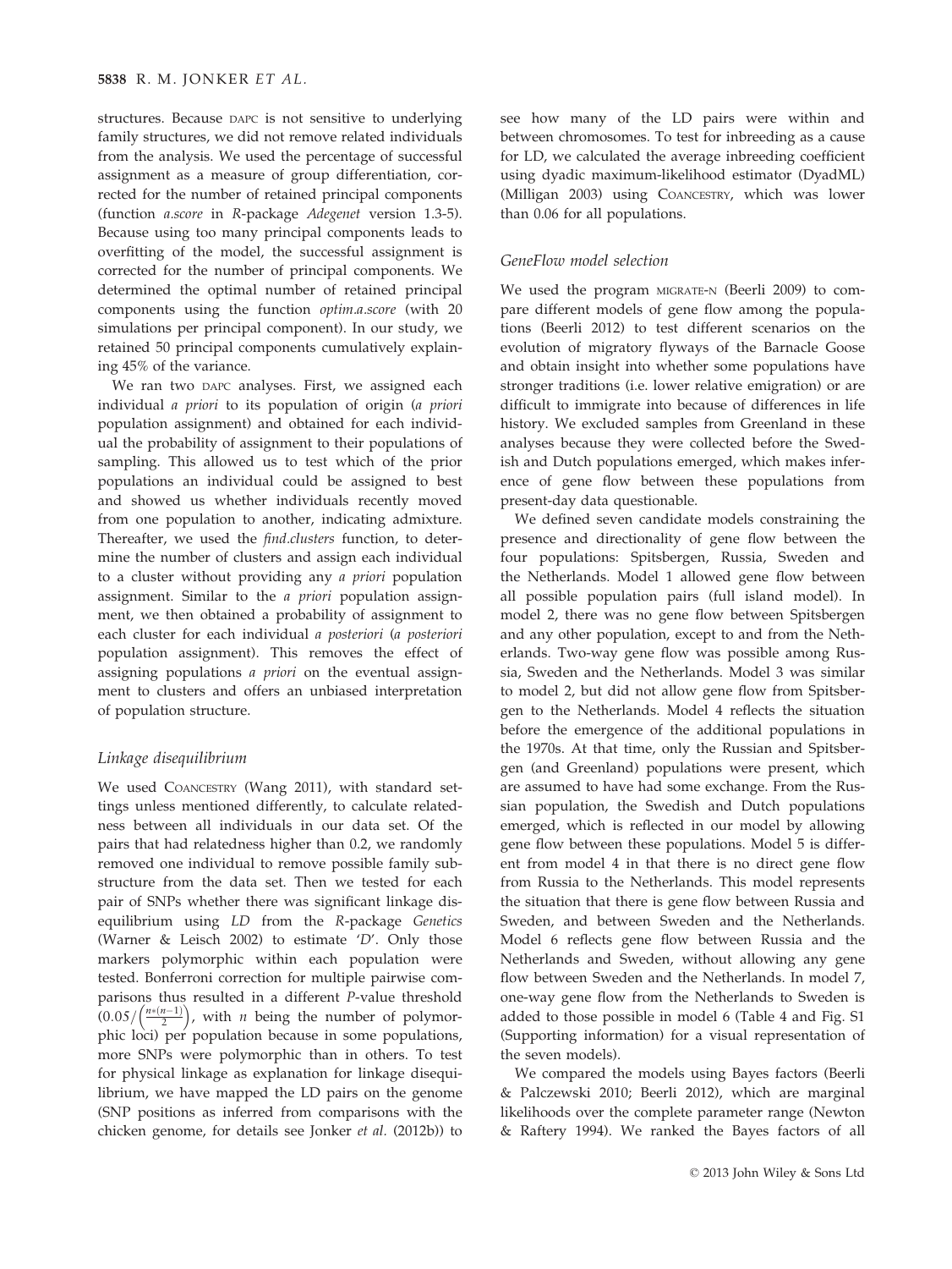structures. Because DAPC is not sensitive to underlying family structures, we did not remove related individuals from the analysis. We used the percentage of successful assignment as a measure of group differentiation, corrected for the number of retained principal components (function *a.score* in *R*-package *Adegenet* version 1.3-5). Because using too many principal components leads to overfitting of the model, the successful assignment is corrected for the number of principal components. We determined the optimal number of retained principal components using the function *optim.a.score* (with 20 simulations per principal component). In our study, we retained 50 principal components cumulatively explaining 45% of the variance.

We ran two DAPC analyses. First, we assigned each individual *a priori* to its population of origin (*a priori* population assignment) and obtained for each individual the probability of assignment to their populations of sampling. This allowed us to test which of the prior populations an individual could be assigned to best and showed us whether individuals recently moved from one population to another, indicating admixture. Thereafter, we used the *find.clusters* function, to determine the number of clusters and assign each individual to a cluster without providing any *a priori* population assignment. Similar to the *a priori* population assignment, we then obtained a probability of assignment to each cluster for each individual *a posteriori* (*a posteriori* population assignment). This removes the effect of assigning populations *a priori* on the eventual assignment to clusters and offers an unbiased interpretation of population structure.

### Linkage disequilibrium

We used COANCESTRY (Wang 2011), with standard settings unless mentioned differently, to calculate relatedness between all individuals in our data set. Of the pairs that had relatedness higher than 0.2, we randomly removed one individual to remove possible family substructure from the data set. Then we tested for each pair of SNPs whether there was significant linkage disequilibrium using *LD* from the *R*-package *Genetics* (Warner & Leisch 2002) to estimate 'D'. Only those markers polymorphic within each population were tested. Bonferroni correction for multiple pairwise comparisons thus resulted in a different *P*-value threshold $\left(0.05/\left(\frac{n*(n-1)}{2}\right)\right.$, with $n$ being the number of polymorphic loci) per population because in some populations, more SNPs were polymorphic than in others. To test for physical linkage as explanation for linkage disequilibrium, we have mapped the LD pairs on the genome (SNP positions as inferred from comparisons with the chicken genome, for details see Jonker *et al.* (2012b)) to see how many of the LD pairs were within and between chromosomes. To test for inbreeding as a cause for LD, we calculated the average inbreeding coefficient using dyadic maximum-likelihood estimator (DyadML) (Milligan 2003) using COANCESTRY, which was lower than 0.06 for all populations.

### GeneFlow model selection

We used the program MIGRATE-N (Beerli 2009) to compare different models of gene flow among the populations (Beerli 2012) to test different scenarios on the evolution of migratory flyways of the Barnacle Goose and obtain insight into whether some populations have stronger traditions (i.e. lower relative emigration) or are difficult to immigrate into because of differences in life history. We excluded samples from Greenland in these analyses because they were collected before the Swedish and Dutch populations emerged, which makes inference of gene flow between these populations from present-day data questionable.

We defined seven candidate models constraining the presence and directionality of gene flow between the four populations: Spitsbergen, Russia, Sweden and the Netherlands. Model 1 allowed gene flow between all possible population pairs (full island model). In model 2, there was no gene flow between Spitsbergen and any other population, except to and from the Netherlands. Two-way gene flow was possible among Russia, Sweden and the Netherlands. Model 3 was similar to model 2, but did not allow gene flow from Spitsbergen to the Netherlands. Model 4 reflects the situation before the emergence of the additional populations in the 1970s. At that time, only the Russian and Spitsbergen (and Greenland) populations were present, which are assumed to have had some exchange. From the Russian population, the Swedish and Dutch populations emerged, which is reflected in our model by allowing gene flow between these populations. Model 5 is different from model 4 in that there is no direct gene flow from Russia to the Netherlands. This model represents the situation that there is gene flow between Russia and Sweden, and between Sweden and the Netherlands. Model 6 reflects gene flow between Russia and the Netherlands and Sweden, without allowing any gene flow between Sweden and the Netherlands. In model 7, one-way gene flow from the Netherlands to Sweden is added to those possible in model 6 (Table 4 and Fig. S1 (Supporting information) for a visual representation of the seven models).

We compared the models using Bayes factors (Beerli & Palczewski 2010; Beerli 2012), which are marginal likelihoods over the complete parameter range (Newton & Raftery 1994). We ranked the Bayes factors of all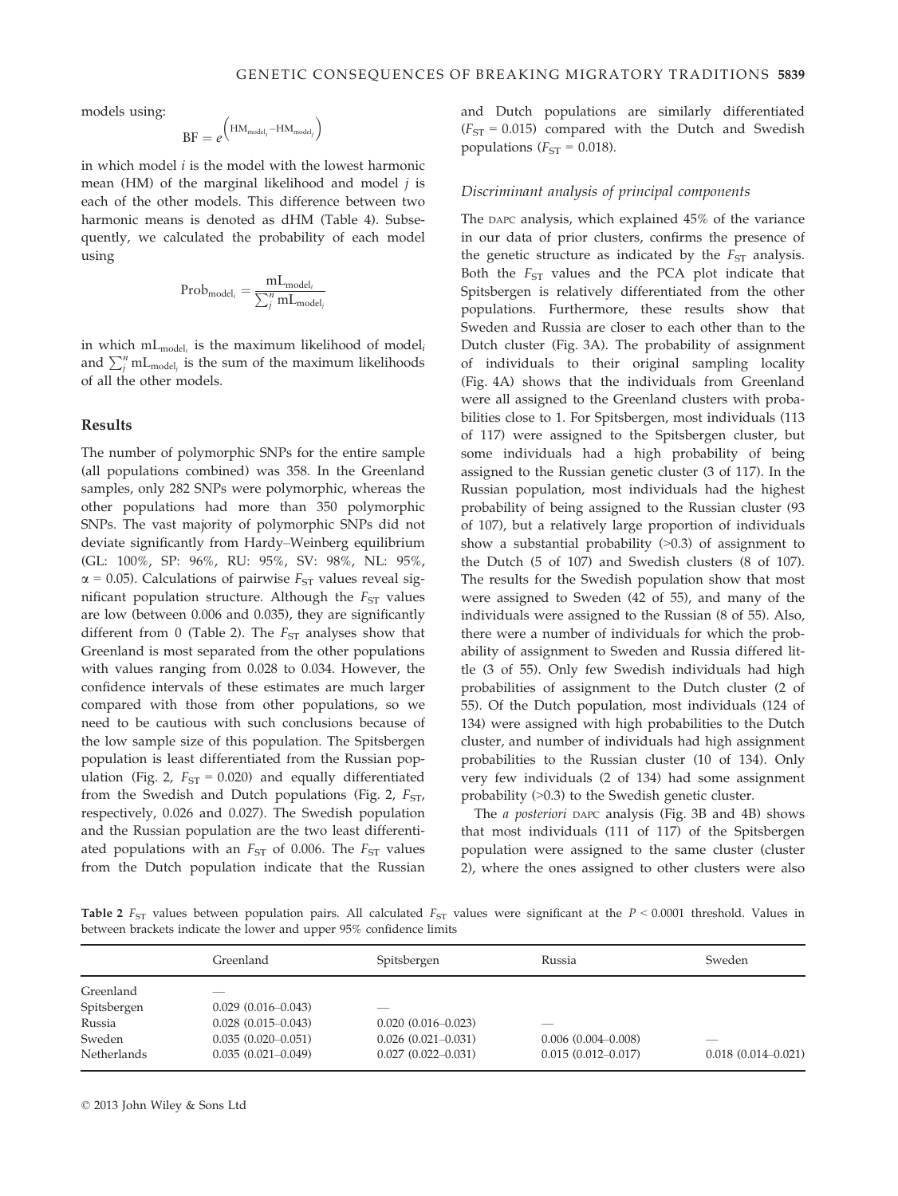models using:

$$\mathrm{BF} = e^{\left(\mathrm{HM}_{\mathrm{model}_i} - \mathrm{HM}_{\mathrm{model}_j}\right)}$$

in which model $i$ is the model with the lowest harmonic mean (HM) of the marginal likelihood and model $j$ is each of the other models. This difference between two harmonic means is denoted as dHM (Table 4). Subsequently, we calculated the probability of each model using

$$\mathrm{Prob}_{\mathrm{model}_i} = \frac{\mathrm{mL}_{\mathrm{model}_i}}{\sum_j^n \mathrm{mL}_{\mathrm{model}_j}}$$

in which $\mathrm{mL}_{\mathrm{model}_i}$ is the maximum likelihood of $\mathrm{model}_i$ and $\sum_j^n \mathrm{mL}_{\mathrm{model}_j}$ is the sum of the maximum likelihoods of all the other models.

## Results

The number of polymorphic SNPs for the entire sample (all populations combined) was 358. In the Greenland samples, only 282 SNPs were polymorphic, whereas the other populations had more than 350 polymorphic SNPs. The vast majority of polymorphic SNPs did not deviate significantly from Hardy–Weinberg equilibrium (GL: 100%, SP: 96%, RU: 95%, SV: 98%, NL: 95%, $\alpha = 0.05$). Calculations of pairwise $F_{ST}$ values reveal significant population structure. Although the $F_{ST}$ values are low (between 0.006 and 0.035), they are significantly different from 0 (Table 2). The $F_{ST}$ analyses show that Greenland is most separated from the other populations with values ranging from 0.028 to 0.034. However, the confidence intervals of these estimates are much larger compared with those from other populations, so we need to be cautious with such conclusions because of the low sample size of this population. The Spitsbergen population is least differentiated from the Russian population (Fig. 2, $F_{ST} = 0.020$) and equally differentiated from the Swedish and Dutch populations (Fig. 2, $F_{ST}$, respectively, 0.026 and 0.027). The Swedish population and the Russian population are the two least differentiated populations with an $F_{ST}$ of 0.006. The $F_{ST}$ values from the Dutch population indicate that the Russian and Dutch populations are similarly differentiated ($F_{ST} = 0.015$) compared with the Dutch and Swedish populations ($F_{ST} = 0.018$).

### Discriminant analysis of principal components

The DAPC analysis, which explained 45% of the variance in our data of prior clusters, confirms the presence of the genetic structure as indicated by the $F_{ST}$ analysis. Both the $F_{ST}$ values and the PCA plot indicate that Spitsbergen is relatively differentiated from the other populations. Furthermore, these results show that Sweden and Russia are closer to each other than to the Dutch cluster (Fig. 3A). The probability of assignment of individuals to their original sampling locality (Fig. 4A) shows that the individuals from Greenland were all assigned to the Greenland clusters with probabilities close to 1. For Spitsbergen, most individuals (113 of 117) were assigned to the Spitsbergen cluster, but some individuals had a high probability of being assigned to the Russian genetic cluster (3 of 117). In the Russian population, most individuals had the highest probability of being assigned to the Russian cluster (93 of 107), but a relatively large proportion of individuals show a substantial probability (>0.3) of assignment to the Dutch (5 of 107) and Swedish clusters (8 of 107). The results for the Swedish population show that most were assigned to Sweden (42 of 55), and many of the individuals were assigned to the Russian (8 of 55). Also, there were a number of individuals for which the probability of assignment to Sweden and Russia differed little (3 of 55). Only few Swedish individuals had high probabilities of assignment to the Dutch cluster (2 of 55). Of the Dutch population, most individuals (124 of 134) were assigned with high probabilities to the Dutch cluster, and number of individuals had high assignment probabilities to the Russian cluster (10 of 134). Only very few individuals (2 of 134) had some assignment probability (>0.3) to the Swedish genetic cluster.

The *a posteriori* DAPC analysis (Fig. 3B and 4B) shows that most individuals (111 of 117) of the Spitsbergen population were assigned to the same cluster (cluster 2), where the ones assigned to other clusters were also

**Table 2** $F_{ST}$ values between population pairs. All calculated $F_{ST}$ values were significant at the $P < 0.0001$ threshold. Values in between brackets indicate the lower and upper 95% confidence limits

| | Greenland | Spitsbergen | Russia | Sweden |
|---|---|---|---|---|
| Greenland | — | | | |
| Spitsbergen | 0.029 (0.016–0.043) | — | | |
| Russia | 0.028 (0.015–0.043) | 0.020 (0.016–0.023) | — | |
| Sweden | 0.035 (0.020–0.051) | 0.026 (0.021–0.031) | 0.006 (0.004–0.008) | — |
| Netherlands | 0.035 (0.021–0.049) | 0.027 (0.022–0.031) | 0.015 (0.012–0.017) | 0.018 (0.014–0.021) |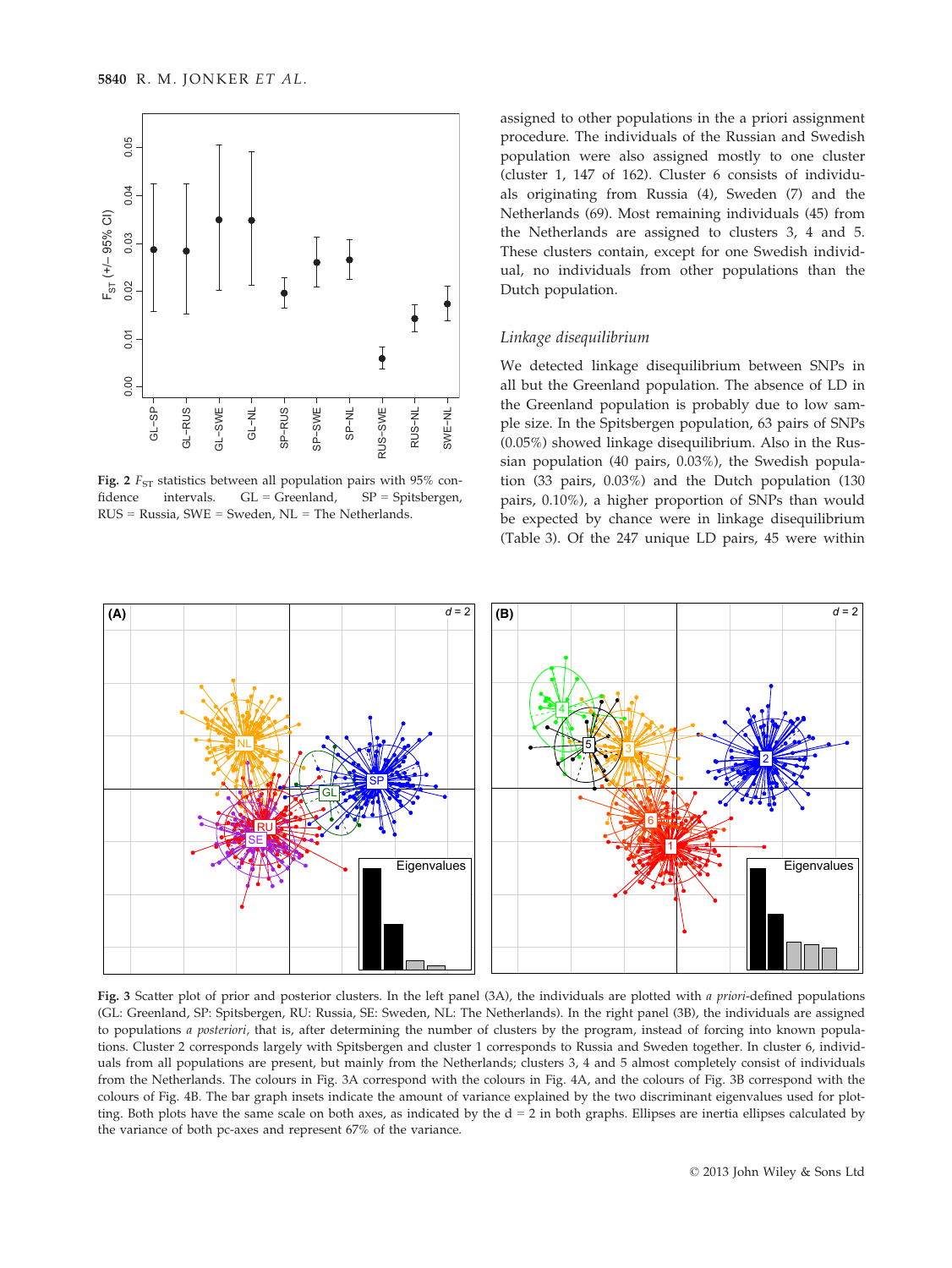Fig. 2 $F_{ST}$ statistics between all population pairs with 95% confidence intervals. GL = Greenland, SP = Spitsbergen, RUS = Russia, SWE = Sweden, NL = The Netherlands.

assigned to other populations in the a priori assignment procedure. The individuals of the Russian and Swedish population were also assigned mostly to one cluster (cluster 1, 147 of 162). Cluster 6 consists of individuals originating from Russia (4), Sweden (7) and the Netherlands (69). Most remaining individuals (45) from the Netherlands are assigned to clusters 3, 4 and 5. These clusters contain, except for one Swedish individual, no individuals from other populations than the Dutch population.

### *Linkage disequilibrium*

We detected linkage disequilibrium between SNPs in all but the Greenland population. The absence of LD in the Greenland population is probably due to low sample size. In the Spitsbergen population, 63 pairs of SNPs (0.05%) showed linkage disequilibrium. Also in the Russian population (40 pairs, 0.03%), the Swedish population (33 pairs, 0.03%) and the Dutch population (130 pairs, 0.10%), a higher proportion of SNPs than would be expected by chance were in linkage disequilibrium (Table 3). Of the 247 unique LD pairs, 45 were within

Fig. 3 Scatter plot of prior and posterior clusters. In the left panel (3A), the individuals are plotted with *a priori*-defined populations (GL: Greenland, SP: Spitsbergen, RU: Russia, SE: Sweden, NL: The Netherlands). In the right panel (3B), the individuals are assigned to populations *a posteriori*, that is, after determining the number of clusters by the program, instead of forcing into known populations. Cluster 2 corresponds largely with Spitsbergen and cluster 1 corresponds to Russia and Sweden together. In cluster 6, individuals from all populations are present, but mainly from the Netherlands; clusters 3, 4 and 5 almost completely consist of individuals from the Netherlands. The colours in Fig. 3A correspond with the colours in Fig. 4A, and the colours of Fig. 3B correspond with the colours of Fig. 4B. The bar graph insets indicate the amount of variance explained by the two discriminant eigenvalues used for plotting. Both plots have the same scale on both axes, as indicated by the d = 2 in both graphs. Ellipses are inertia ellipses calculated by the variance of both pc-axes and represent 67% of the variance.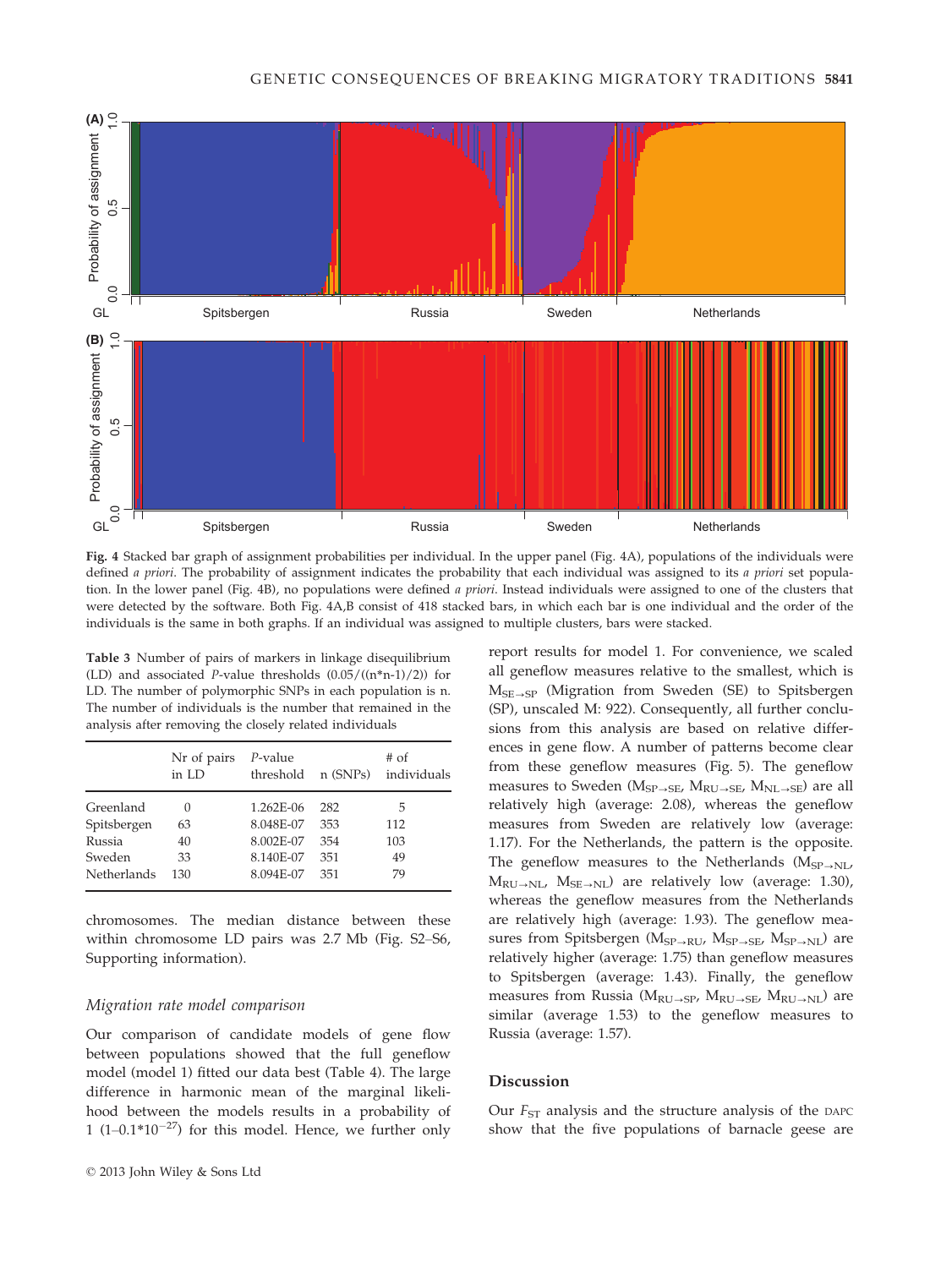Fig. 4 Stacked bar graph of assignment probabilities per individual. In the upper panel (Fig. 4A), populations of the individuals were defined *a priori*. The probability of assignment indicates the probability that each individual was assigned to its *a priori* set population. In the lower panel (Fig. 4B), no populations were defined *a priori*. Instead individuals were assigned to one of the clusters that were detected by the software. Both Fig. 4A,B consist of 418 stacked bars, in which each bar is one individual and the order of the individuals is the same in both graphs. If an individual was assigned to multiple clusters, bars were stacked.

**Table 3** Number of pairs of markers in linkage disequilibrium (LD) and associated *P*-value thresholds (0.05/((n*n-1)/2)) for LD. The number of polymorphic SNPs in each population is n. The number of individuals is the number that remained in the analysis after removing the closely related individuals

| | Nr of pairs in LD | *P*-value threshold | n (SNPs) | # of individuals |
|---|---|---|---|---|
| Greenland | 0 | 1.262E-06 | 282 | 5 |
| Spitsbergen | 63 | 8.048E-07 | 353 | 112 |
| Russia | 40 | 8.002E-07 | 354 | 103 |
| Sweden | 33 | 8.140E-07 | 351 | 49 |
| Netherlands | 130 | 8.094E-07 | 351 | 79 |

chromosomes. The median distance between these within chromosome LD pairs was 2.7 Mb (Fig. S2–S6, Supporting information).

### Migration rate model comparison

Our comparison of candidate models of gene flow between populations showed that the full geneflow model (model 1) fitted our data best (Table 4). The large difference in harmonic mean of the marginal likelihood between the models results in a probability of 1 ($1–0.1*10^{-27}$) for this model. Hence, we further only report results for model 1. For convenience, we scaled all geneflow measures relative to the smallest, which is $M_{SE \rightarrow SP}$ (Migration from Sweden (SE) to Spitsbergen (SP), unscaled M: 922). Consequently, all further conclusions from this analysis are based on relative differences in gene flow. A number of patterns become clear from these geneflow measures (Fig. 5). The geneflow measures to Sweden ($M_{SP \rightarrow SE}$, $M_{RU \rightarrow SE}$, $M_{NL \rightarrow SE}$) are all relatively high (average: 2.08), whereas the geneflow measures from Sweden are relatively low (average: 1.17). For the Netherlands, the pattern is the opposite. The geneflow measures to the Netherlands ($M_{SP \rightarrow NL}$, $M_{RU \rightarrow NL}$, $M_{SE \rightarrow NL}$) are relatively low (average: 1.30), whereas the geneflow measures from the Netherlands are relatively high (average: 1.93). The geneflow measures from Spitsbergen ($M_{SP \rightarrow RU}$, $M_{SP \rightarrow SE}$, $M_{SP \rightarrow NL}$) are relatively higher (average: 1.75) than geneflow measures to Spitsbergen (average: 1.43). Finally, the geneflow measures from Russia ($M_{RU \rightarrow SP}$, $M_{RU \rightarrow SE}$, $M_{RU \rightarrow NL}$) are similar (average 1.53) to the geneflow measures to Russia (average: 1.57).

## Discussion

Our $F_{ST}$ analysis and the structure analysis of the DAPC show that the five populations of barnacle geese are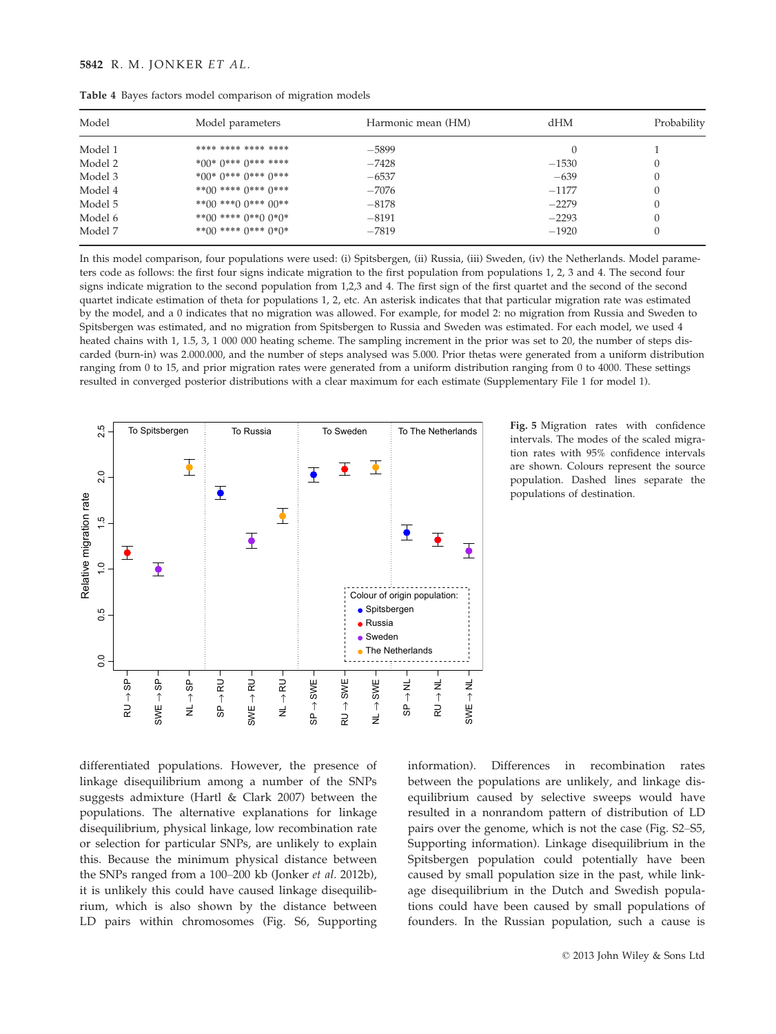**Table 4** Bayes factors model comparison of migration models

| Model | Model parameters | Harmonic mean (HM) | dHM | Probability |
|---|---|---|---|---|
| Model 1 | **** **** **** **** | −5899 | 0 | 1 |
| Model 2 | *00* 0*** 0*** **** | −7428 | −1530 | 0 |
| Model 3 | *00* 0*** 0*** 0*** | −6537 | −639 | 0 |
| Model 4 | **00 **** 0*** 0*** | −7076 | −1177 | 0 |
| Model 5 | **00 ***0 0*** 00** | −8178 | −2279 | 0 |
| Model 6 | **00 **** 0**0 0*0* | −8191 | −2293 | 0 |
| Model 7 | **00 **** 0*** 0*0* | −7819 | −1920 | 0 |

In this model comparison, four populations were used: (i) Spitsbergen, (ii) Russia, (iii) Sweden, (iv) the Netherlands. Model parameters code as follows: the first four signs indicate migration to the first population from populations 1, 2, 3 and 4. The second four signs indicate migration to the second population from 1,2,3 and 4. The first sign of the first quartet and the second of the second quartet indicate estimation of theta for populations 1, 2, etc. An asterisk indicates that that particular migration rate was estimated by the model, and a 0 indicates that no migration was allowed. For example, for model 2: no migration from Russia and Sweden to Spitsbergen was estimated, and no migration from Spitsbergen to Russia and Sweden was estimated. For each model, we used 4 heated chains with 1, 1.5, 3, 1 000 000 heating scheme. The sampling increment in the prior was set to 20, the number of steps discarded (burn-in) was 2.000.000, and the number of steps analysed was 5.000. Prior thetas were generated from a uniform distribution ranging from 0 to 15, and prior migration rates were generated from a uniform distribution ranging from 0 to 4000. These settings resulted in converged posterior distributions with a clear maximum for each estimate (Supplementary File 1 for model 1).

**Fig. 5** Migration rates with confidence intervals. The modes of the scaled migration rates with 95% confidence intervals are shown. Colours represent the source population. Dashed lines separate the populations of destination.

differentiated populations. However, the presence of linkage disequilibrium among a number of the SNPs suggests admixture (Hartl & Clark 2007) between the populations. The alternative explanations for linkage disequilibrium, physical linkage, low recombination rate or selection for particular SNPs, are unlikely to explain this. Because the minimum physical distance between the SNPs ranged from a 100–200 kb (Jonker *et al.* 2012b), it is unlikely this could have caused linkage disequilibrium, which is also shown by the distance between LD pairs within chromosomes (Fig. S6, Supporting information). Differences in recombination rates between the populations are unlikely, and linkage disequilibrium caused by selective sweeps would have resulted in a nonrandom pattern of distribution of LD pairs over the genome, which is not the case (Fig. S2–S5, Supporting information). Linkage disequilibrium in the Spitsbergen population could potentially have been caused by small population size in the past, while linkage disequilibrium in the Dutch and Swedish populations could have been caused by small populations of founders. In the Russian population, such a cause is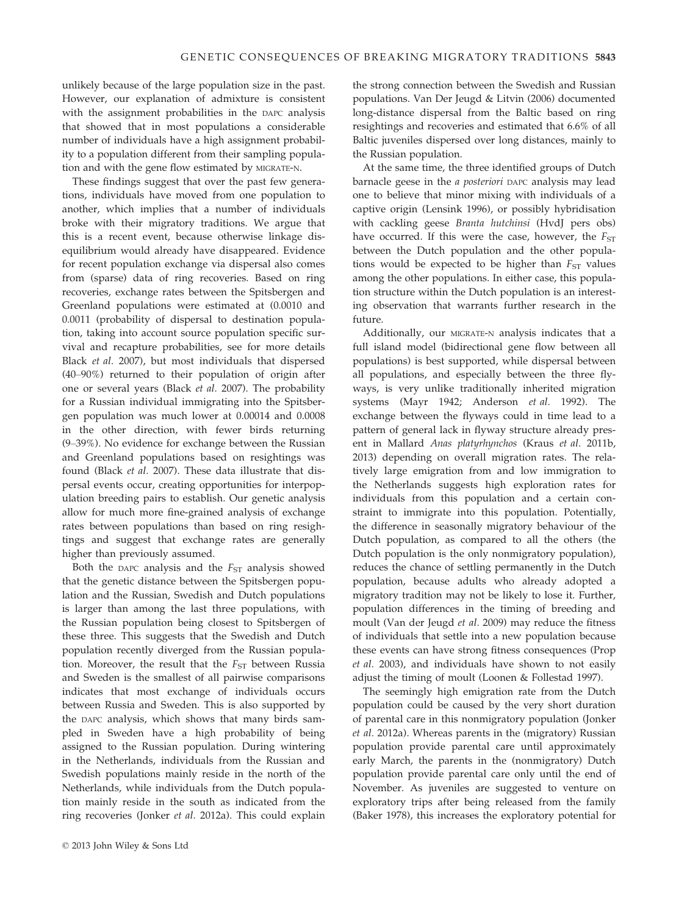unlikely because of the large population size in the past. However, our explanation of admixture is consistent with the assignment probabilities in the DAPC analysis that showed that in most populations a considerable number of individuals have a high assignment probability to a population different from their sampling population and with the gene flow estimated by MIGRATE-N.

These findings suggest that over the past few generations, individuals have moved from one population to another, which implies that a number of individuals broke with their migratory traditions. We argue that this is a recent event, because otherwise linkage disequilibrium would already have disappeared. Evidence for recent population exchange via dispersal also comes from (sparse) data of ring recoveries. Based on ring recoveries, exchange rates between the Spitsbergen and Greenland populations were estimated at (0.0010 and 0.0011 (probability of dispersal to destination population, taking into account source population specific survival and recapture probabilities, see for more details Black *et al.* 2007), but most individuals that dispersed (40–90%) returned to their population of origin after one or several years (Black *et al.* 2007). The probability for a Russian individual immigrating into the Spitsbergen population was much lower at 0.00014 and 0.0008 in the other direction, with fewer birds returning (9–39%). No evidence for exchange between the Russian and Greenland populations based on resightings was found (Black *et al.* 2007). These data illustrate that dispersal events occur, creating opportunities for interpopulation breeding pairs to establish. Our genetic analysis allow for much more fine-grained analysis of exchange rates between populations than based on ring resightings and suggest that exchange rates are generally higher than previously assumed.

Both the DAPC analysis and the $F_{ST}$ analysis showed that the genetic distance between the Spitsbergen population and the Russian, Swedish and Dutch populations is larger than among the last three populations, with the Russian population being closest to Spitsbergen of these three. This suggests that the Swedish and Dutch population recently diverged from the Russian population. Moreover, the result that the $F_{ST}$ between Russia and Sweden is the smallest of all pairwise comparisons indicates that most exchange of individuals occurs between Russia and Sweden. This is also supported by the DAPC analysis, which shows that many birds sampled in Sweden have a high probability of being assigned to the Russian population. During wintering in the Netherlands, individuals from the Russian and Swedish populations mainly reside in the north of the Netherlands, while individuals from the Dutch population mainly reside in the south as indicated from the ring recoveries (Jonker *et al.* 2012a). This could explain the strong connection between the Swedish and Russian populations. Van Der Jeugd & Litvin (2006) documented long-distance dispersal from the Baltic based on ring resightings and recoveries and estimated that 6.6% of all Baltic juveniles dispersed over long distances, mainly to the Russian population.

At the same time, the three identified groups of Dutch barnacle geese in the *a posteriori* DAPC analysis may lead one to believe that minor mixing with individuals of a captive origin (Lensink 1996), or possibly hybridisation with cackling geese *Branta hutchinsi* (HvdJ pers obs) have occurred. If this were the case, however, the $F_{ST}$ between the Dutch population and the other populations would be expected to be higher than $F_{ST}$ values among the other populations. In either case, this population structure within the Dutch population is an interesting observation that warrants further research in the future.

Additionally, our MIGRATE-N analysis indicates that a full island model (bidirectional gene flow between all populations) is best supported, while dispersal between all populations, and especially between the three flyways, is very unlike traditionally inherited migration systems (Mayr 1942; Anderson *et al.* 1992). The exchange between the flyways could in time lead to a pattern of general lack in flyway structure already present in Mallard *Anas platyrhynchos* (Kraus *et al.* 2011b, 2013) depending on overall migration rates. The relatively large emigration from and low immigration to the Netherlands suggests high exploration rates for individuals from this population and a certain constraint to immigrate into this population. Potentially, the difference in seasonally migratory behaviour of the Dutch population, as compared to all the others (the Dutch population is the only nonmigratory population), reduces the chance of settling permanently in the Dutch population, because adults who already adopted a migratory tradition may not be likely to lose it. Further, population differences in the timing of breeding and moult (Van der Jeugd *et al.* 2009) may reduce the fitness of individuals that settle into a new population because these events can have strong fitness consequences (Prop *et al.* 2003), and individuals have shown to not easily adjust the timing of moult (Loonen & Follestad 1997).

The seemingly high emigration rate from the Dutch population could be caused by the very short duration of parental care in this nonmigratory population (Jonker *et al.* 2012a). Whereas parents in the (migratory) Russian population provide parental care until approximately early March, the parents in the (nonmigratory) Dutch population provide parental care only until the end of November. As juveniles are suggested to venture on exploratory trips after being released from the family (Baker 1978), this increases the exploratory potential for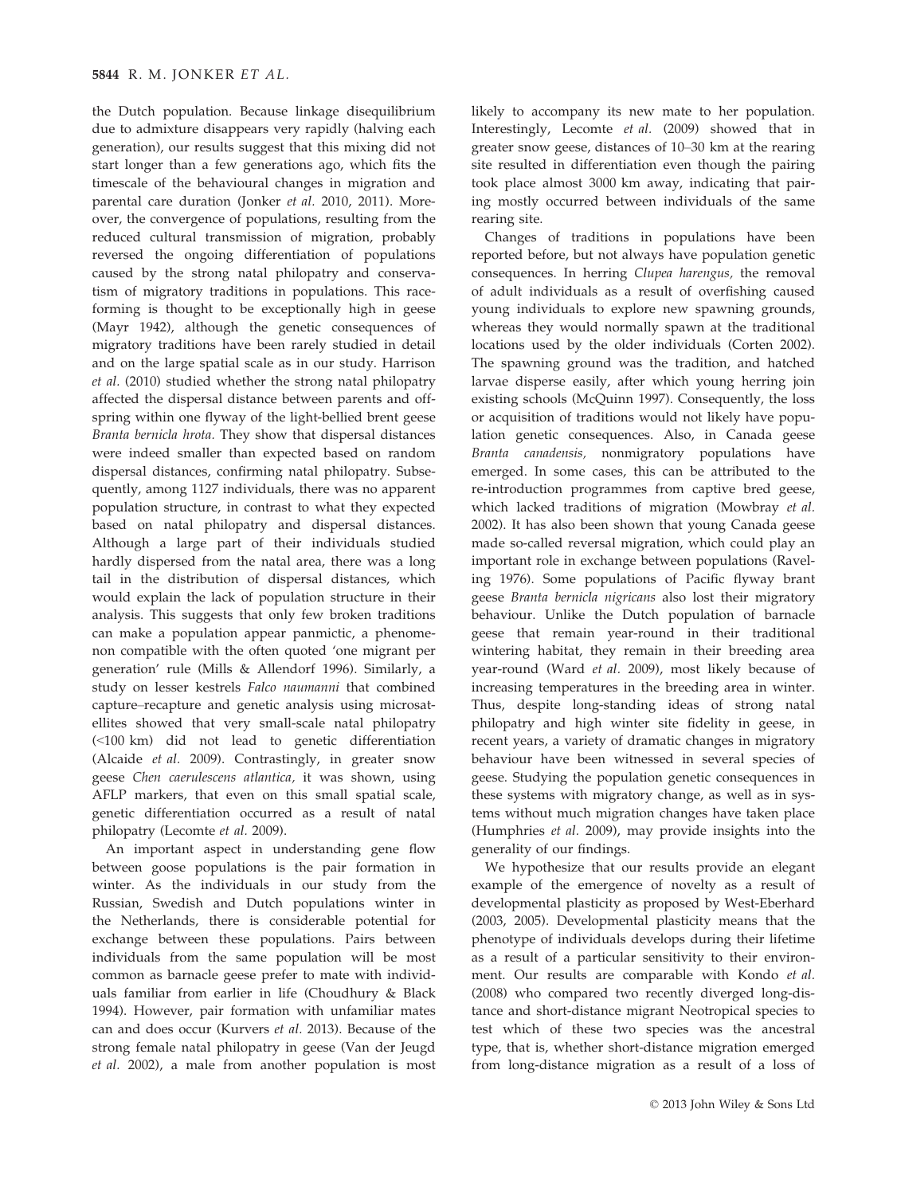the Dutch population. Because linkage disequilibrium due to admixture disappears very rapidly (halving each generation), our results suggest that this mixing did not start longer than a few generations ago, which fits the timescale of the behavioural changes in migration and parental care duration (Jonker *et al.* 2010, 2011). Moreover, the convergence of populations, resulting from the reduced cultural transmission of migration, probably reversed the ongoing differentiation of populations caused by the strong natal philopatry and conservatism of migratory traditions in populations. This race-forming is thought to be exceptionally high in geese (Mayr 1942), although the genetic consequences of migratory traditions have been rarely studied in detail and on the large spatial scale as in our study. Harrison *et al.* (2010) studied whether the strong natal philopatry affected the dispersal distance between parents and offspring within one flyway of the light-bellied brent geese *Branta bernicla hrota*. They show that dispersal distances were indeed smaller than expected based on random dispersal distances, confirming natal philopatry. Subsequently, among 1127 individuals, there was no apparent population structure, in contrast to what they expected based on natal philopatry and dispersal distances. Although a large part of their individuals studied hardly dispersed from the natal area, there was a long tail in the distribution of dispersal distances, which would explain the lack of population structure in their analysis. This suggests that only few broken traditions can make a population appear panmictic, a phenomenon compatible with the often quoted 'one migrant per generation' rule (Mills & Allendorf 1996). Similarly, a study on lesser kestrels *Falco naumanni* that combined capture–recapture and genetic analysis using microsatellites showed that very small-scale natal philopatry (<100 km) did not lead to genetic differentiation (Alcaide *et al.* 2009). Contrastingly, in greater snow geese *Chen caerulescens atlantica*, it was shown, using AFLP markers, that even on this small spatial scale, genetic differentiation occurred as a result of natal philopatry (Lecomte *et al.* 2009).

An important aspect in understanding gene flow between goose populations is the pair formation in winter. As the individuals in our study from the Russian, Swedish and Dutch populations winter in the Netherlands, there is considerable potential for exchange between these populations. Pairs between individuals from the same population will be most common as barnacle geese prefer to mate with individuals familiar from earlier in life (Choudhury & Black 1994). However, pair formation with unfamiliar mates can and does occur (Kurvers *et al.* 2013). Because of the strong female natal philopatry in geese (Van der Jeugd *et al.* 2002), a male from another population is most likely to accompany its new mate to her population. Interestingly, Lecomte *et al.* (2009) showed that in greater snow geese, distances of 10–30 km at the rearing site resulted in differentiation even though the pairing took place almost 3000 km away, indicating that pairing mostly occurred between individuals of the same rearing site.

Changes of traditions in populations have been reported before, but not always have population genetic consequences. In herring *Clupea harengus*, the removal of adult individuals as a result of overfishing caused young individuals to explore new spawning grounds, whereas they would normally spawn at the traditional locations used by the older individuals (Corten 2002). The spawning ground was the tradition, and hatched larvae disperse easily, after which young herring join existing schools (McQuinn 1997). Consequently, the loss or acquisition of traditions would not likely have population genetic consequences. Also, in Canada geese *Branta canadensis*, nonmigratory populations have emerged. In some cases, this can be attributed to the re-introduction programmes from captive bred geese, which lacked traditions of migration (Mowbray *et al.* 2002). It has also been shown that young Canada geese made so-called reversal migration, which could play an important role in exchange between populations (Raveling 1976). Some populations of Pacific flyway brant geese *Branta bernicla nigricans* also lost their migratory behaviour. Unlike the Dutch population of barnacle geese that remain year-round in their traditional wintering habitat, they remain in their breeding area year-round (Ward *et al.* 2009), most likely because of increasing temperatures in the breeding area in winter. Thus, despite long-standing ideas of strong natal philopatry and high winter site fidelity in geese, in recent years, a variety of dramatic changes in migratory behaviour have been witnessed in several species of geese. Studying the population genetic consequences in these systems with migratory change, as well as in systems without much migration changes have taken place (Humphries *et al.* 2009), may provide insights into the generality of our findings.

We hypothesize that our results provide an elegant example of the emergence of novelty as a result of developmental plasticity as proposed by West-Eberhard (2003, 2005). Developmental plasticity means that the phenotype of individuals develops during their lifetime as a result of a particular sensitivity to their environment. Our results are comparable with Kondo *et al.* (2008) who compared two recently diverged long-distance and short-distance migrant Neotropical species to test which of these two species was the ancestral type, that is, whether short-distance migration emerged from long-distance migration as a result of a loss of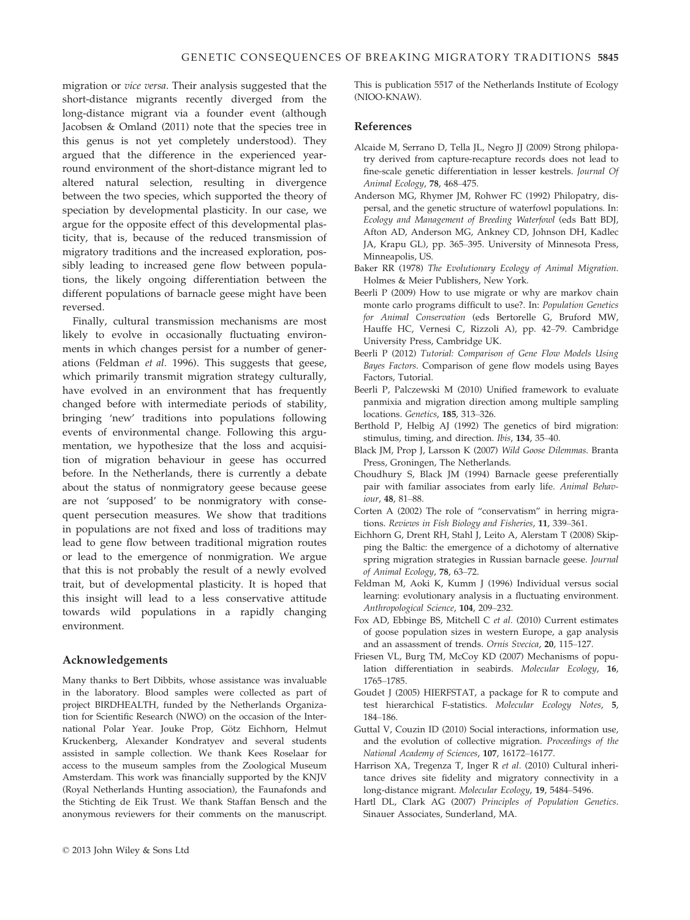migration or *vice versa*. Their analysis suggested that the short-distance migrants recently diverged from the long-distance migrant via a founder event (although Jacobsen & Omland (2011) note that the species tree in this genus is not yet completely understood). They argued that the difference in the experienced year-round environment of the short-distance migrant led to altered natural selection, resulting in divergence between the two species, which supported the theory of speciation by developmental plasticity. In our case, we argue for the opposite effect of this developmental plasticity, that is, because of the reduced transmission of migratory traditions and the increased exploration, possibly leading to increased gene flow between populations, the likely ongoing differentiation between the different populations of barnacle geese might have been reversed.

Finally, cultural transmission mechanisms are most likely to evolve in occasionally fluctuating environments in which changes persist for a number of generations (Feldman *et al*. 1996). This suggests that geese, which primarily transmit migration strategy culturally, have evolved in an environment that has frequently changed before with intermediate periods of stability, bringing 'new' traditions into populations following events of environmental change. Following this argumentation, we hypothesize that the loss and acquisition of migration behaviour in geese has occurred before. In the Netherlands, there is currently a debate about the status of nonmigratory geese because geese are not 'supposed' to be nonmigratory with consequent persecution measures. We show that traditions in populations are not fixed and loss of traditions may lead to gene flow between traditional migration routes or lead to the emergence of nonmigration. We argue that this is not probably the result of a newly evolved trait, but of developmental plasticity. It is hoped that this insight will lead to a less conservative attitude towards wild populations in a rapidly changing environment.

## Acknowledgements

Many thanks to Bert Dibbits, whose assistance was invaluable in the laboratory. Blood samples were collected as part of project BIRDHEALTH, funded by the Netherlands Organization for Scientific Research (NWO) on the occasion of the International Polar Year. Jouke Prop, Götz Eichhorn, Helmut Kruckenberg, Alexander Kondratyev and several students assisted in sample collection. We thank Kees Roselaar for access to the museum samples from the Zoological Museum Amsterdam. This work was financially supported by the KNJV (Royal Netherlands Hunting association), the Faunafonds and the Stichting de Eik Trust. We thank Staffan Bensch and the anonymous reviewers for their comments on the manuscript. This is publication 5517 of the Netherlands Institute of Ecology (NIOO-KNAW).

## References

Alcaide M, Serrano D, Tella JL, Negro JJ (2009) Strong philopatry derived from capture-recapture records does not lead to fine-scale genetic differentiation in lesser kestrels. *Journal Of Animal Ecology*, **78**, 468–475.

Anderson MG, Rhymer JM, Rohwer FC (1992) Philopatry, dispersal, and the genetic structure of waterfowl populations. In: *Ecology and Management of Breeding Waterfowl* (eds Batt BDJ, Afton AD, Anderson MG, Ankney CD, Johnson DH, Kadlec JA, Krapu GL), pp. 365–395. University of Minnesota Press, Minneapolis, US.

Baker RR (1978) *The Evolutionary Ecology of Animal Migration*. Holmes & Meier Publishers, New York.

Beerli P (2009) How to use migrate or why are markov chain monte carlo programs difficult to use?. In: *Population Genetics for Animal Conservation* (eds Bertorelle G, Bruford MW, Hauffe HC, Vernesi C, Rizzoli A), pp. 42–79. Cambridge University Press, Cambridge UK.

Beerli P (2012) *Tutorial: Comparison of Gene Flow Models Using Bayes Factors*. Comparison of gene flow models using Bayes Factors, Tutorial.

Beerli P, Palczewski M (2010) Unified framework to evaluate panmixia and migration direction among multiple sampling locations. *Genetics*, **185**, 313–326.

Berthold P, Helbig AJ (1992) The genetics of bird migration: stimulus, timing, and direction. *Ibis*, **134**, 35–40.

Black JM, Prop J, Larsson K (2007) *Wild Goose Dilemmas*. Branta Press, Groningen, The Netherlands.

Choudhury S, Black JM (1994) Barnacle geese preferentially pair with familiar associates from early life. *Animal Behaviour*, **48**, 81–88.

Corten A (2002) The role of "conservatism" in herring migrations. *Reviews in Fish Biology and Fisheries*, **11**, 339–361.

Eichhorn G, Drent RH, Stahl J, Leito A, Alerstam T (2008) Skipping the Baltic: the emergence of a dichotomy of alternative spring migration strategies in Russian barnacle geese. *Journal of Animal Ecology*, **78**, 63–72.

Feldman M, Aoki K, Kumm J (1996) Individual versus social learning: evolutionary analysis in a fluctuating environment. *Anthropological Science*, **104**, 209–232.

Fox AD, Ebbinge BS, Mitchell C *et al*. (2010) Current estimates of goose population sizes in western Europe, a gap analysis and an assessment of trends. *Ornis Svecica*, **20**, 115–127.

Friesen VL, Burg TM, McCoy KD (2007) Mechanisms of population differentiation in seabirds. *Molecular Ecology*, **16**, 1765–1785.

Goudet J (2005) HIERFSTAT, a package for R to compute and test hierarchical F-statistics. *Molecular Ecology Notes*, **5**, 184–186.

Guttal V, Couzin ID (2010) Social interactions, information use, and the evolution of collective migration. *Proceedings of the National Academy of Sciences*, **107**, 16172–16177.

Harrison XA, Tregenza T, Inger R *et al*. (2010) Cultural inheritance drives site fidelity and migratory connectivity in a long-distance migrant. *Molecular Ecology*, **19**, 5484–5496.

Hartl DL, Clark AG (2007) *Principles of Population Genetics*. Sinauer Associates, Sunderland, MA.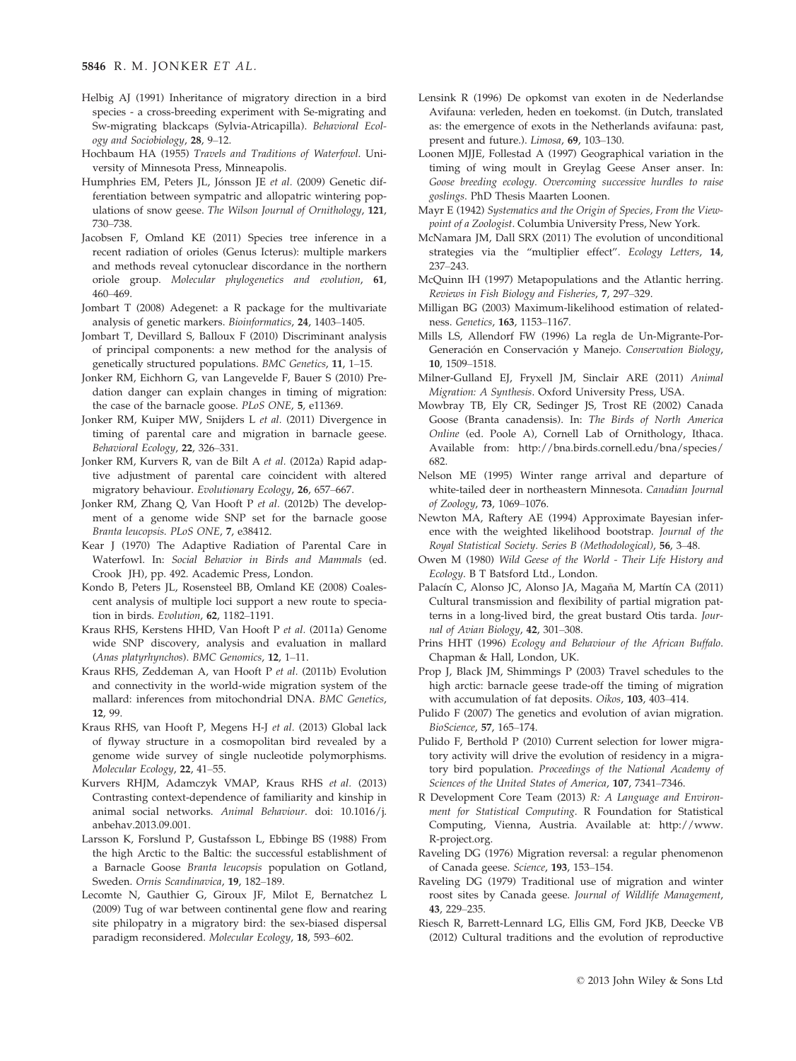Helbig AJ (1991) Inheritance of migratory direction in a bird species - a cross-breeding experiment with Se-migrating and Sw-migrating blackcaps (Sylvia-Atricapilla). *Behavioral Ecology and Sociobiology*, **28**, 9–12.

Hochbaum HA (1955) *Travels and Traditions of Waterfowl*. University of Minnesota Press, Minneapolis.

Humphries EM, Peters JL, Jónsson JE *et al.* (2009) Genetic differentiation between sympatric and allopatric wintering populations of snow geese. *The Wilson Journal of Ornithology*, **121**, 730–738.

Jacobsen F, Omland KE (2011) Species tree inference in a recent radiation of orioles (Genus Icterus): multiple markers and methods reveal cytonuclear discordance in the northern oriole group. *Molecular phylogenetics and evolution*, **61**, 460–469.

Jombart T (2008) Adegenet: a R package for the multivariate analysis of genetic markers. *Bioinformatics*, **24**, 1403–1405.

Jombart T, Devillard S, Balloux F (2010) Discriminant analysis of principal components: a new method for the analysis of genetically structured populations. *BMC Genetics*, **11**, 1–15.

Jonker RM, Eichhorn G, van Langevelde F, Bauer S (2010) Predation danger can explain changes in timing of migration: the case of the barnacle goose. *PLoS ONE*, **5**, e11369.

Jonker RM, Kuiper MW, Snijders L *et al.* (2011) Divergence in timing of parental care and migration in barnacle geese. *Behavioral Ecology*, **22**, 326–331.

Jonker RM, Kurvers R, van de Bilt A *et al.* (2012a) Rapid adaptive adjustment of parental care coincident with altered migratory behaviour. *Evolutionary Ecology*, **26**, 657–667.

Jonker RM, Zhang Q, Van Hooft P *et al.* (2012b) The development of a genome wide SNP set for the barnacle goose *Branta leucopsis*. *PLoS ONE*, **7**, e38412.

Kear J (1970) The Adaptive Radiation of Parental Care in Waterfowl. In: *Social Behavior in Birds and Mammals* (ed. Crook JH), pp. 492. Academic Press, London.

Kondo B, Peters JL, Rosensteel BB, Omland KE (2008) Coalescent analysis of multiple loci support a new route to speciation in birds. *Evolution*, **62**, 1182–1191.

Kraus RHS, Kerstens HHD, Van Hooft P *et al.* (2011a) Genome wide SNP discovery, analysis and evaluation in mallard (*Anas platyrhynchos*). *BMC Genomics*, **12**, 1–11.

Kraus RHS, Zeddeman A, van Hooft P *et al.* (2011b) Evolution and connectivity in the world-wide migration system of the mallard: inferences from mitochondrial DNA. *BMC Genetics*, **12**, 99.

Kraus RHS, van Hooft P, Megens H-J *et al.* (2013) Global lack of flyway structure in a cosmopolitan bird revealed by a genome wide survey of single nucleotide polymorphisms. *Molecular Ecology*, **22**, 41–55.

Kurvers RHJM, Adamczyk VMAP, Kraus RHS *et al.* (2013) Contrasting context-dependence of familiarity and kinship in animal social networks. *Animal Behaviour*. doi: 10.1016/j.anbehav.2013.09.001.

Larsson K, Forslund P, Gustafsson L, Ebbinge BS (1988) From the high Arctic to the Baltic: the successful establishment of a Barnacle Goose *Branta leucopsis* population on Gotland, Sweden. *Ornis Scandinavica*, **19**, 182–189.

Lecomte N, Gauthier G, Giroux JF, Milot E, Bernatchez L (2009) Tug of war between continental gene flow and rearing site philopatry in a migratory bird: the sex-biased dispersal paradigm reconsidered. *Molecular Ecology*, **18**, 593–602.

Lensink R (1996) De opkomst van exoten in de Nederlandse Avifauna: verleden, heden en toekomst. (in Dutch, translated as: the emergence of exots in the Netherlands avifauna: past, present and future.). *Limosa*, **69**, 103–130.

Loonen MJJE, Follestad A (1997) Geographical variation in the timing of wing moult in Greylag Geese Anser anser. In: *Goose breeding ecology. Overcoming successive hurdles to raise goslings*. PhD Thesis Maarten Loonen.

Mayr E (1942) *Systematics and the Origin of Species, From the Viewpoint of a Zoologist*. Columbia University Press, New York.

McNamara JM, Dall SRX (2011) The evolution of unconditional strategies via the "multiplier effect". *Ecology Letters*, **14**, 237–243.

McQuinn IH (1997) Metapopulations and the Atlantic herring. *Reviews in Fish Biology and Fisheries*, **7**, 297–329.

Milligan BG (2003) Maximum-likelihood estimation of relatedness. *Genetics*, **163**, 1153–1167.

Mills LS, Allendorf FW (1996) La regla de Un-Migrante-Por-Generación en Conservación y Manejo. *Conservation Biology*, **10**, 1509–1518.

Milner-Gulland EJ, Fryxell JM, Sinclair ARE (2011) *Animal Migration: A Synthesis*. Oxford University Press, USA.

Mowbray TB, Ely CR, Sedinger JS, Trost RE (2002) Canada Goose (Branta canadensis). In: *The Birds of North America Online* (ed. Poole A), Cornell Lab of Ornithology, Ithaca. Available from: http://bna.birds.cornell.edu/bna/species/682.

Nelson ME (1995) Winter range arrival and departure of white-tailed deer in northeastern Minnesota. *Canadian Journal of Zoology*, **73**, 1069–1076.

Newton MA, Raftery AE (1994) Approximate Bayesian inference with the weighted likelihood bootstrap. *Journal of the Royal Statistical Society. Series B (Methodological)*, **56**, 3–48.

Owen M (1980) *Wild Geese of the World - Their Life History and Ecology*. B T Batsford Ltd., London.

Palacín C, Alonso JC, Alonso JA, Magaña M, Martín CA (2011) Cultural transmission and flexibility of partial migration patterns in a long-lived bird, the great bustard Otis tarda. *Journal of Avian Biology*, **42**, 301–308.

Prins HHT (1996) *Ecology and Behaviour of the African Buffalo*. Chapman & Hall, London, UK.

Prop J, Black JM, Shimmings P (2003) Travel schedules to the high arctic: barnacle geese trade-off the timing of migration with accumulation of fat deposits. *Oikos*, **103**, 403–414.

Pulido F (2007) The genetics and evolution of avian migration. *BioScience*, **57**, 165–174.

Pulido F, Berthold P (2010) Current selection for lower migratory activity will drive the evolution of residency in a migratory bird population. *Proceedings of the National Academy of Sciences of the United States of America*, **107**, 7341–7346.

R Development Core Team (2013) *R: A Language and Environment for Statistical Computing*. R Foundation for Statistical Computing, Vienna, Austria. Available at: http://www.R-project.org.

Raveling DG (1976) Migration reversal: a regular phenomenon of Canada geese. *Science*, **193**, 153–154.

Raveling DG (1979) Traditional use of migration and winter roost sites by Canada geese. *Journal of Wildlife Management*, **43**, 229–235.

Riesch R, Barrett-Lennard LG, Ellis GM, Ford JKB, Deecke VB (2012) Cultural traditions and the evolution of reproductive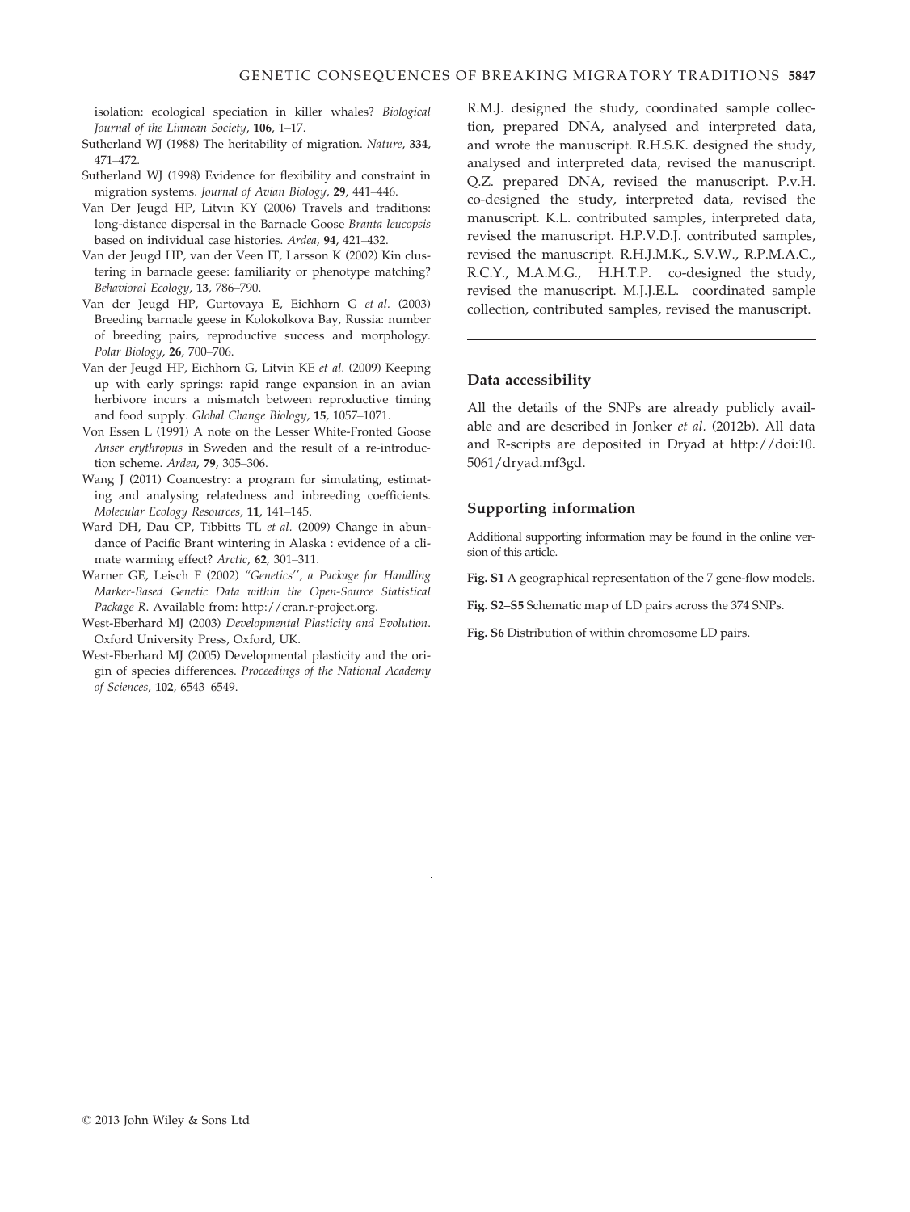isolation: ecological speciation in killer whales? *Biological Journal of the Linnean Society*, **106**, 1–17.

Sutherland WJ (1988) The heritability of migration. *Nature*, **334**, 471–472.

Sutherland WJ (1998) Evidence for flexibility and constraint in migration systems. *Journal of Avian Biology*, **29**, 441–446.

Van Der Jeugd HP, Litvin KY (2006) Travels and traditions: long-distance dispersal in the Barnacle Goose *Branta leucopsis* based on individual case histories. *Ardea*, **94**, 421–432.

Van der Jeugd HP, van der Veen IT, Larsson K (2002) Kin clustering in barnacle geese: familiarity or phenotype matching? *Behavioral Ecology*, **13**, 786–790.

Van der Jeugd HP, Gurtovaya E, Eichhorn G *et al.* (2003) Breeding barnacle geese in Kolokolkova Bay, Russia: number of breeding pairs, reproductive success and morphology. *Polar Biology*, **26**, 700–706.

Van der Jeugd HP, Eichhorn G, Litvin KE *et al.* (2009) Keeping up with early springs: rapid range expansion in an avian herbivore incurs a mismatch between reproductive timing and food supply. *Global Change Biology*, **15**, 1057–1071.

Von Essen L (1991) A note on the Lesser White-Fronted Goose *Anser erythropus* in Sweden and the result of a re-introduction scheme. *Ardea*, **79**, 305–306.

Wang J (2011) Coancestry: a program for simulating, estimating and analysing relatedness and inbreeding coefficients. *Molecular Ecology Resources*, **11**, 141–145.

Ward DH, Dau CP, Tibbitts TL *et al.* (2009) Change in abundance of Pacific Brant wintering in Alaska : evidence of a climate warming effect? *Arctic*, **62**, 301–311.

Warner GE, Leisch F (2002) *"Genetics", a Package for Handling Marker-Based Genetic Data within the Open-Source Statistical Package R*. Available from: http://cran.r-project.org.

West-Eberhard MJ (2003) *Developmental Plasticity and Evolution*. Oxford University Press, Oxford, UK.

West-Eberhard MJ (2005) Developmental plasticity and the origin of species differences. *Proceedings of the National Academy of Sciences*, **102**, 6543–6549.

R.M.J. designed the study, coordinated sample collection, prepared DNA, analysed and interpreted data, and wrote the manuscript. R.H.S.K. designed the study, analysed and interpreted data, revised the manuscript. Q.Z. prepared DNA, revised the manuscript. P.v.H. co-designed the study, interpreted data, revised the manuscript. K.L. contributed samples, interpreted data, revised the manuscript. H.P.V.D.J. contributed samples, revised the manuscript. R.H.J.M.K., S.V.W., R.P.M.A.C., R.C.Y., M.A.M.G., H.H.T.P. co-designed the study, revised the manuscript. M.J.J.E.L. coordinated sample collection, contributed samples, revised the manuscript.

## Data accessibility

All the details of the SNPs are already publicly available and are described in Jonker *et al*. (2012b). All data and R-scripts are deposited in Dryad at http://doi:10.5061/dryad.mf3gd.

## Supporting information

Additional supporting information may be found in the online version of this article.

**Fig. S1** A geographical representation of the 7 gene-flow models.

**Fig. S2–S5** Schematic map of LD pairs across the 374 SNPs.

**Fig. S6** Distribution of within chromosome LD pairs.